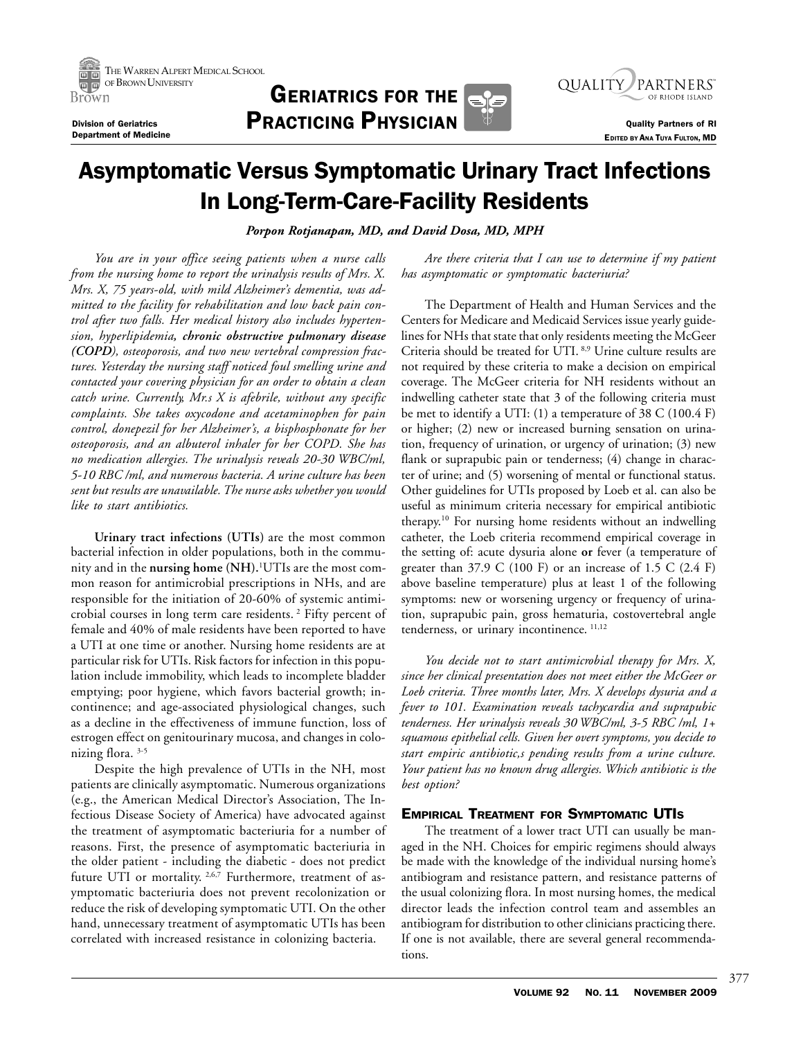The Warren Alpert Medical School of Brown University

Division of Geriatrics
Department of Medicine

# Geriatrics for the Practicing Physician

Quality Partners of RI

Edited by Ana Tuya Fulton, MD

# Asymptomatic Versus Symptomatic Urinary Tract Infections In Long-Term-Care-Facility Residents

***Porpon Rotjanapan, MD, and David Dosa, MD, MPH***

*You are in your office seeing patients when a nurse calls from the nursing home to report the urinalysis results of Mrs. X. Mrs. X, 75 years-old, with mild Alzheimer's dementia, was admitted to the facility for rehabilitation and low back pain control after two falls. Her medical history also includes hypertension, hyperlipidemia,* ***chronic obstructive pulmonary disease (COPD)****, osteoporosis, and two new vertebral compression fractures. Yesterday the nursing staff noticed foul smelling urine and contacted your covering physician for an order to obtain a clean catch urine. Currently, Mr.s X is afebrile, without any specific complaints. She takes oxycodone and acetaminophen for pain control, donepezil for her Alzheimer's, a bisphosphonate for her osteoporosis, and an albuterol inhaler for her COPD. She has no medication allergies. The urinalysis reveals 20-30 WBC/ml, 5-10 RBC /ml, and numerous bacteria. A urine culture has been sent but results are unavailable. The nurse asks whether you would like to start antibiotics.*

**Urinary tract infections (UTIs)** are the most common bacterial infection in older populations, both in the community and in the **nursing home (NH)**.[1] UTIs are the most common reason for antimicrobial prescriptions in NHs, and are responsible for the initiation of 20-60% of systemic antimicrobial courses in long term care residents.[2] Fifty percent of female and 40% of male residents have been reported to have a UTI at one time or another. Nursing home residents are at particular risk for UTIs. Risk factors for infection in this population include immobility, which leads to incomplete bladder emptying; poor hygiene, which favors bacterial growth; incontinence; and age-associated physiological changes, such as a decline in the effectiveness of immune function, loss of estrogen effect on genitourinary mucosa, and changes in colonizing flora.[3-5]

Despite the high prevalence of UTIs in the NH, most patients are clinically asymptomatic. Numerous organizations (e.g., the American Medical Director's Association, The Infectious Disease Society of America) have advocated against the treatment of asymptomatic bacteriuria for a number of reasons. First, the presence of asymptomatic bacteriuria in the older patient - including the diabetic - does not predict future UTI or mortality.[2,6,7] Furthermore, treatment of asymptomatic bacteriuria does not prevent recolonization or reduce the risk of developing symptomatic UTI. On the other hand, unnecessary treatment of asymptomatic UTIs has been correlated with increased resistance in colonizing bacteria.

*Are there criteria that I can use to determine if my patient has asymptomatic or symptomatic bacteriuria?*

The Department of Health and Human Services and the Centers for Medicare and Medicaid Services issue yearly guidelines for NHs that state that only residents meeting the McGeer Criteria should be treated for UTI.[8,9] Urine culture results are not required by these criteria to make a decision on empirical coverage. The McGeer criteria for NH residents without an indwelling catheter state that 3 of the following criteria must be met to identify a UTI: (1) a temperature of 38 C (100.4 F) or higher; (2) new or increased burning sensation on urination, frequency of urination, or urgency of urination; (3) new flank or suprapubic pain or tenderness; (4) change in character of urine; and (5) worsening of mental or functional status. Other guidelines for UTIs proposed by Loeb et al. can also be useful as minimum criteria necessary for empirical antibiotic therapy.[10] For nursing home residents without an indwelling catheter, the Loeb criteria recommend empirical coverage in the setting of: acute dysuria alone **or** fever (a temperature of greater than 37.9 C (100 F) or an increase of 1.5 C (2.4 F) above baseline temperature) plus at least 1 of the following symptoms: new or worsening urgency or frequency of urination, suprapubic pain, gross hematuria, costovertebral angle tenderness, or urinary incontinence.[11,12]

*You decide not to start antimicrobial therapy for Mrs. X, since her clinical presentation does not meet either the McGeer or Loeb criteria. Three months later, Mrs. X develops dysuria and a fever to 101. Examination reveals tachycardia and suprapubic tenderness. Her urinalysis reveals 30 WBC/ml, 3-5 RBC /ml, 1+ squamous epithelial cells. Given her overt symptoms, you decide to start empiric antibiotic,s pending results from a urine culture. Your patient has no known drug allergies. Which antibiotic is the best option?*

## Empirical Treatment for Symptomatic UTIs

The treatment of a lower tract UTI can usually be managed in the NH. Choices for empiric regimens should always be made with the knowledge of the individual nursing home's antibiogram and resistance pattern, and resistance patterns of the usual colonizing flora. In most nursing homes, the medical director leads the infection control team and assembles an antibiogram for distribution to other clinicians practicing there. If one is not available, there are several general recommendations.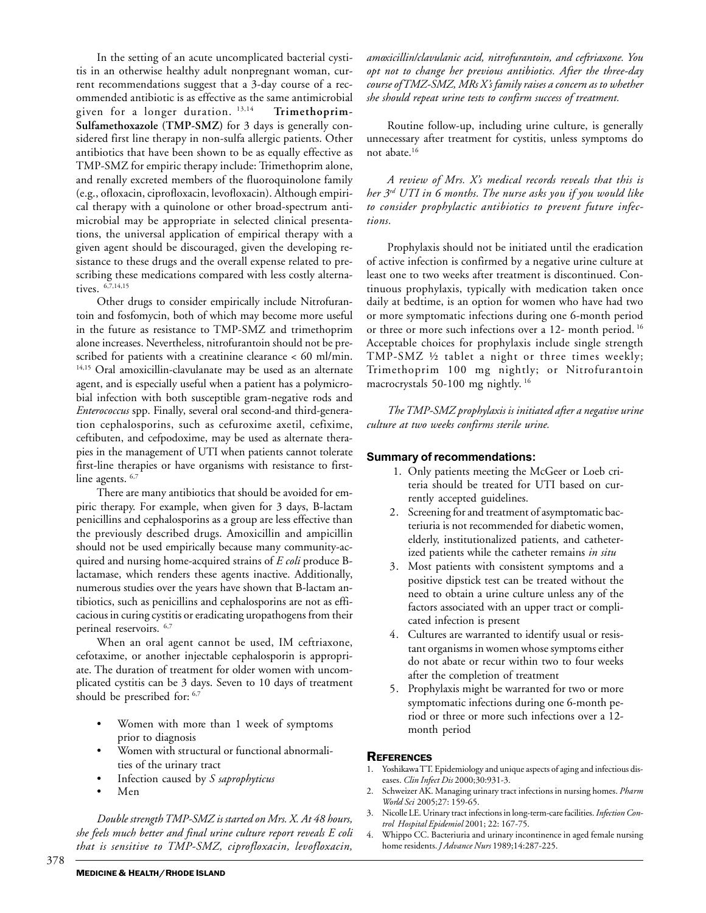In the setting of an acute uncomplicated bacterial cystitis in an otherwise healthy adult nonpregnant woman, current recommendations suggest that a 3-day course of a recommended antibiotic is as effective as the same antimicrobial given for a longer duration. [13,14] **Trimethoprim-Sulfamethoxazole (TMP-SMZ)** for 3 days is generally considered first line therapy in non-sulfa allergic patients. Other antibiotics that have been shown to be as equally effective as TMP-SMZ for empiric therapy include: Trimethoprim alone, and renally excreted members of the fluoroquinolone family (e.g., ofloxacin, ciprofloxacin, levofloxacin). Although empirical therapy with a quinolone or other broad-spectrum antimicrobial may be appropriate in selected clinical presentations, the universal application of empirical therapy with a given agent should be discouraged, given the developing resistance to these drugs and the overall expense related to prescribing these medications compared with less costly alternatives. [6,7,14,15]

Other drugs to consider empirically include Nitrofurantoin and fosfomycin, both of which may become more useful in the future as resistance to TMP-SMZ and trimethoprim alone increases. Nevertheless, nitrofurantoin should not be prescribed for patients with a creatinine clearance < 60 ml/min. [14,15] Oral amoxicillin-clavulanate may be used as an alternate agent, and is especially useful when a patient has a polymicrobial infection with both susceptible gram-negative rods and *Enterococcus* spp. Finally, several oral second-and third-generation cephalosporins, such as cefuroxime axetil, cefixime, ceftibuten, and cefpodoxime, may be used as alternate therapies in the management of UTI when patients cannot tolerate first-line therapies or have organisms with resistance to first-line agents. [6,7]

There are many antibiotics that should be avoided for empiric therapy. For example, when given for 3 days, B-lactam penicillins and cephalosporins as a group are less effective than the previously described drugs. Amoxicillin and ampicillin should not be used empirically because many community-acquired and nursing home-acquired strains of *E coli* produce B-lactamase, which renders these agents inactive. Additionally, numerous studies over the years have shown that B-lactam antibiotics, such as penicillins and cephalosporins are not as efficacious in curing cystitis or eradicating uropathogens from their perineal reservoirs. [6,7]

When an oral agent cannot be used, IM ceftriaxone, cefotaxime, or another injectable cephalosporin is appropriate. The duration of treatment for older women with uncomplicated cystitis can be 3 days. Seven to 10 days of treatment should be prescribed for: [6,7]

- Women with more than 1 week of symptoms prior to diagnosis
- Women with structural or functional abnormalities of the urinary tract
- Infection caused by *S saprophyticus*
- Men

*Double strength TMP-SMZ is started on Mrs. X. At 48 hours, she feels much better and final urine culture report reveals E coli that is sensitive to TMP-SMZ, ciprofloxacin, levofloxacin, amoxicillin/clavulanic acid, nitrofurantoin, and ceftriaxone. You opt not to change her previous antibiotics. After the three-day course of TMZ-SMZ, MRs X's family raises a concern as to whether she should repeat urine tests to confirm success of treatment.*

Routine follow-up, including urine culture, is generally unnecessary after treatment for cystitis, unless symptoms do not abate. [16]

*A review of Mrs. X's medical records reveals that this is her 3rd UTI in 6 months. The nurse asks you if you would like to consider prophylactic antibiotics to prevent future infections.*

Prophylaxis should not be initiated until the eradication of active infection is confirmed by a negative urine culture at least one to two weeks after treatment is discontinued. Continuous prophylaxis, typically with medication taken once daily at bedtime, is an option for women who have had two or more symptomatic infections during one 6-month period or three or more such infections over a 12- month period. [16] Acceptable choices for prophylaxis include single strength TMP-SMZ ½ tablet a night or three times weekly; Trimethoprim 100 mg nightly; or Nitrofurantoin macrocrystals 50-100 mg nightly. [16]

*The TMP-SMZ prophylaxis is initiated after a negative urine culture at two weeks confirms sterile urine.*

## Summary of recommendations:

1. Only patients meeting the McGeer or Loeb criteria should be treated for UTI based on currently accepted guidelines.
2. Screening for and treatment of asymptomatic bacteriuria is not recommended for diabetic women, elderly, institutionalized patients, and catheterized patients while the catheter remains *in situ*
3. Most patients with consistent symptoms and a positive dipstick test can be treated without the need to obtain a urine culture unless any of the factors associated with an upper tract or complicated infection is present
4. Cultures are warranted to identify usual or resistant organisms in women whose symptoms either do not abate or recur within two to four weeks after the completion of treatment
5. Prophylaxis might be warranted for two or more symptomatic infections during one 6-month period or three or more such infections over a 12-month period

## References

1. Yoshikawa TT. Epidemiology and unique aspects of aging and infectious diseases. *Clin Infect Dis* 2000;30:931-3.
2. Schweizer AK. Managing urinary tract infections in nursing homes. *Pharm World Sci* 2005;27: 159-65.
3. Nicolle LE. Urinary tract infections in long-term-care facilities. *Infection Control Hospital Epidemiol* 2001; 22: 167-75.
4. Whippo CC. Bacteriuria and urinary incontinence in aged female nursing home residents. *J Advance Nurs* 1989;14:287-225.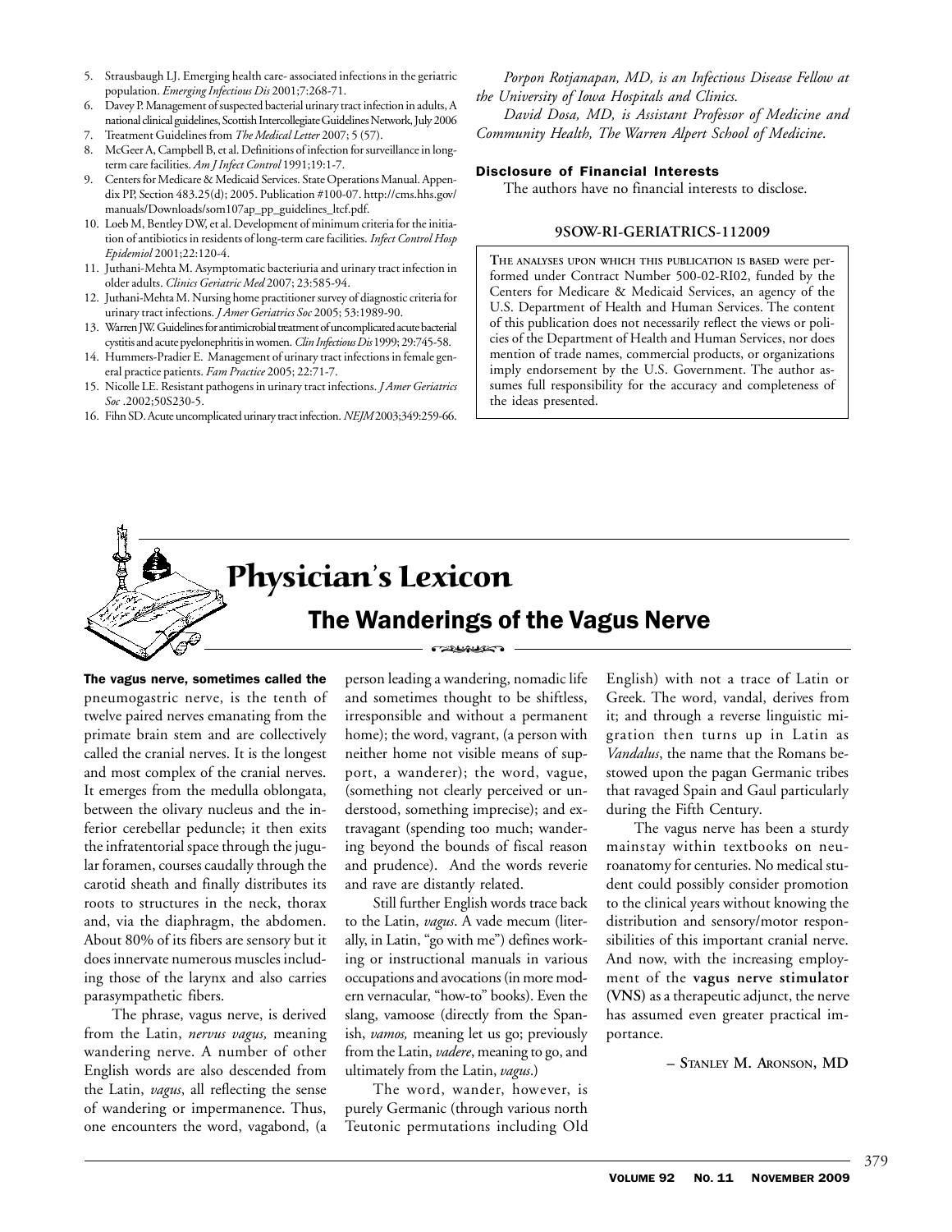5. Strausbaugh LJ. Emerging health care- associated infections in the geriatric population. *Emerging Infectious Dis* 2001;7:268-71.
6. Davey P. Management of suspected bacterial urinary tract infection in adults, A national clinical guidelines, Scottish Intercollegiate Guidelines Network, July 2006
7. Treatment Guidelines from *The Medical Letter* 2007; 5 (57).
8. McGeer A, Campbell B, et al. Definitions of infection for surveillance in long-term care facilities. *Am J Infect Control* 1991;19:1-7.
9. Centers for Medicare & Medicaid Services. State Operations Manual. Appendix PP, Section 483.25(d); 2005. Publication #100-07. http://cms.hhs.gov/manuals/Downloads/som107ap_pp_guidelines_ltcf.pdf.
10. Loeb M, Bentley DW, et al. Development of minimum criteria for the initiation of antibiotics in residents of long-term care facilities. *Infect Control Hosp Epidemiol* 2001;22:120-4.
11. Juthani-Mehta M. Asymptomatic bacteriuria and urinary tract infection in older adults. *Clinics Geriatric Med* 2007; 23:585-94.
12. Juthani-Mehta M. Nursing home practitioner survey of diagnostic criteria for urinary tract infections. *J Amer Geriatrics Soc* 2005; 53:1989-90.
13. Warren JW. Guidelines for antimicrobial treatment of uncomplicated acute bacterial cystitis and acute pyelonephritis in women. *Clin Infectious Dis* 1999; 29:745-58.
14. Hummers-Pradier E. Management of urinary tract infections in female general practice patients. *Fam Practice* 2005; 22:71-7.
15. Nicolle LE. Resistant pathogens in urinary tract infections. *J Amer Geriatrics Soc* .2002;50S230-5.
16. Fihn SD. Acute uncomplicated urinary tract infection. *NEJM* 2003;349:259-66.

*Porpon Rotjanapan, MD, is an Infectious Disease Fellow at the University of Iowa Hospitals and Clinics.*

*David Dosa, MD, is Assistant Professor of Medicine and Community Health, The Warren Alpert School of Medicine.*

### Disclosure of Financial Interests

The authors have no financial interests to disclose.

**9SOW-RI-GERIATRICS-112009**

The analyses upon which this publication is based were performed under Contract Number 500-02-RI02, funded by the Centers for Medicare & Medicaid Services, an agency of the U.S. Department of Health and Human Services. The content of this publication does not necessarily reflect the views or policies of the Department of Health and Human Services, nor does mention of trade names, commercial products, or organizations imply endorsement by the U.S. Government. The author assumes full responsibility for the accuracy and completeness of the ideas presented.

# Physician's Lexicon

## The Wanderings of the Vagus Nerve

**The vagus nerve, sometimes called the** pneumogastric nerve, is the tenth of twelve paired nerves emanating from the primate brain stem and are collectively called the cranial nerves. It is the longest and most complex of the cranial nerves. It emerges from the medulla oblongata, between the olivary nucleus and the inferior cerebellar peduncle; it then exits the infratentorial space through the jugular foramen, courses caudally through the carotid sheath and finally distributes its roots to structures in the neck, thorax and, via the diaphragm, the abdomen. About 80% of its fibers are sensory but it does innervate numerous muscles including those of the larynx and also carries parasympathetic fibers.

The phrase, vagus nerve, is derived from the Latin, *nervus vagus,* meaning wandering nerve. A number of other English words are also descended from the Latin, *vagus*, all reflecting the sense of wandering or impermanence. Thus, one encounters the word, vagabond, (a person leading a wandering, nomadic life and sometimes thought to be shiftless, irresponsible and without a permanent home); the word, vagrant, (a person with neither home not visible means of support, a wanderer); the word, vague, (something not clearly perceived or understood, something imprecise); and extravagant (spending too much; wandering beyond the bounds of fiscal reason and prudence). And the words reverie and rave are distantly related.

Still further English words trace back to the Latin, *vagus*. A vade mecum (literally, in Latin, "go with me") defines working or instructional manuals in various occupations and avocations (in more modern vernacular, "how-to" books). Even the slang, vamoose (directly from the Spanish, *vamos,* meaning let us go; previously from the Latin, *vadere*, meaning to go, and ultimately from the Latin, *vagus*.)

The word, wander, however, is purely Germanic (through various north Teutonic permutations including Old English) with not a trace of Latin or Greek. The word, vandal, derives from it; and through a reverse linguistic migration then turns up in Latin as *Vandalus*, the name that the Romans bestowed upon the pagan Germanic tribes that ravaged Spain and Gaul particularly during the Fifth Century.

The vagus nerve has been a sturdy mainstay within textbooks on neuroanatomy for centuries. No medical student could possibly consider promotion to the clinical years without knowing the distribution and sensory/motor responsibilities of this important cranial nerve. And now, with the increasing employment of the **vagus nerve stimulator (VNS)** as a therapeutic adjunct, the nerve has assumed even greater practical importance.

– Stanley M. Aronson, MD